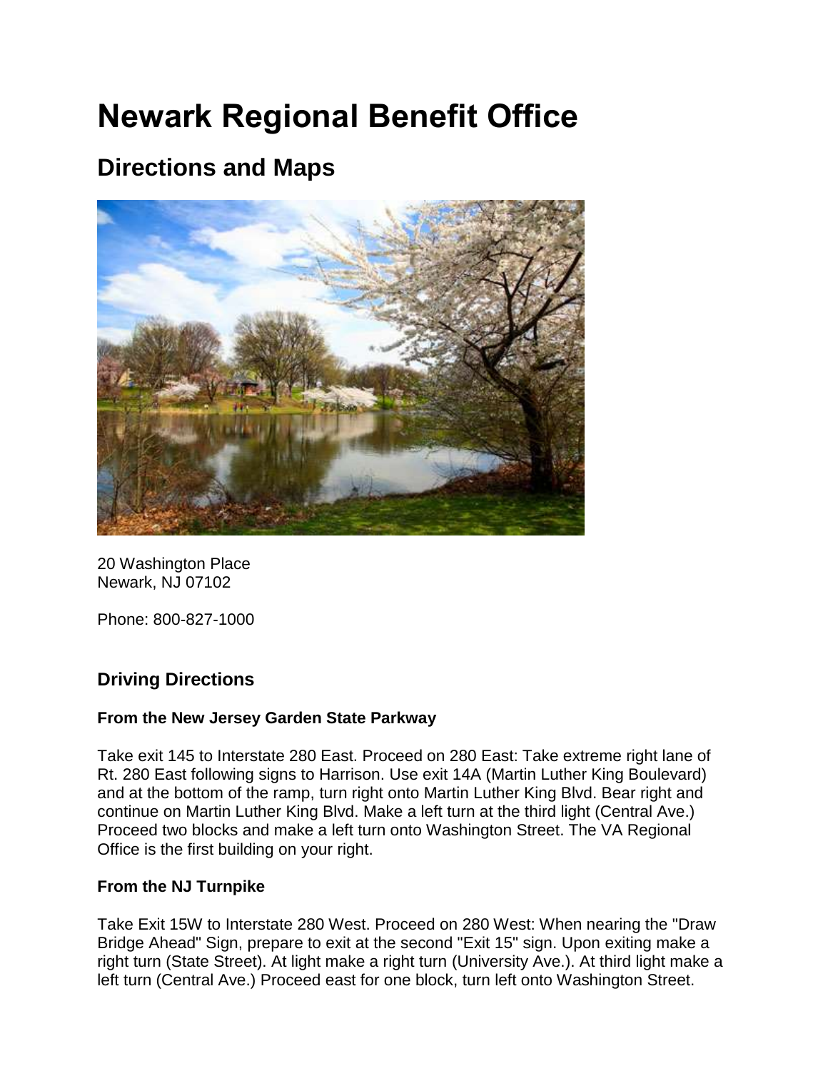# Newark Regional Benefit Office

## Directions and Maps

20 Washington Place
Newark, NJ 07102

Phone: 800-827-1000

### Driving Directions

#### From the New Jersey Garden State Parkway

Take exit 145 to Interstate 280 East. Proceed on 280 East: Take extreme right lane of Rt. 280 East following signs to Harrison. Use exit 14A (Martin Luther King Boulevard) and at the bottom of the ramp, turn right onto Martin Luther King Blvd. Bear right and continue on Martin Luther King Blvd. Make a left turn at the third light (Central Ave.) Proceed two blocks and make a left turn onto Washington Street. The VA Regional Office is the first building on your right.

#### From the NJ Turnpike

Take Exit 15W to Interstate 280 West. Proceed on 280 West: When nearing the "Draw Bridge Ahead" Sign, prepare to exit at the second "Exit 15" sign. Upon exiting make a right turn (State Street). At light make a right turn (University Ave.). At third light make a left turn (Central Ave.) Proceed east for one block, turn left onto Washington Street.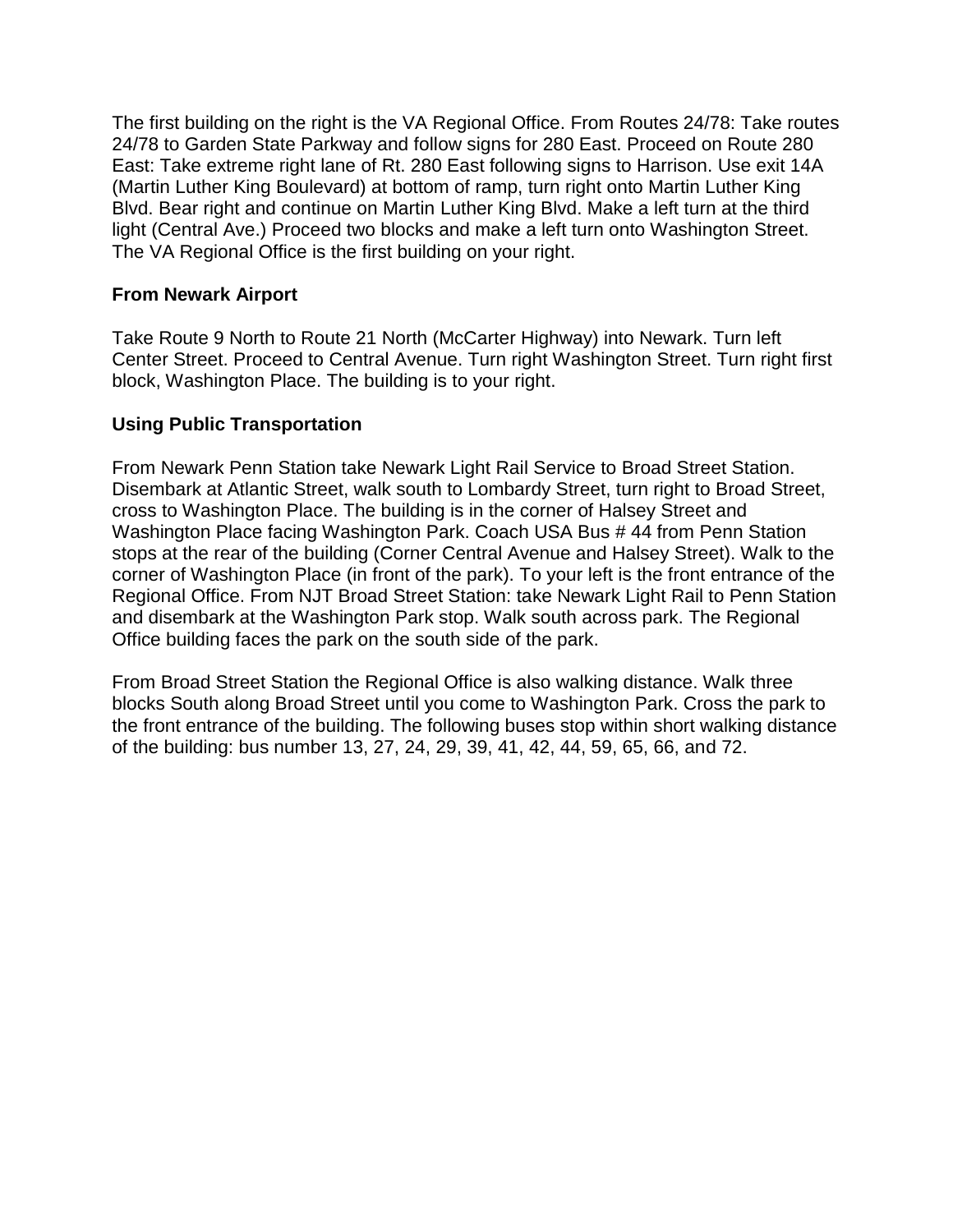The first building on the right is the VA Regional Office. From Routes 24/78: Take routes 24/78 to Garden State Parkway and follow signs for 280 East. Proceed on Route 280 East: Take extreme right lane of Rt. 280 East following signs to Harrison. Use exit 14A (Martin Luther King Boulevard) at bottom of ramp, turn right onto Martin Luther King Blvd. Bear right and continue on Martin Luther King Blvd. Make a left turn at the third light (Central Ave.) Proceed two blocks and make a left turn onto Washington Street. The VA Regional Office is the first building on your right.

**From Newark Airport**

Take Route 9 North to Route 21 North (McCarter Highway) into Newark. Turn left Center Street. Proceed to Central Avenue. Turn right Washington Street. Turn right first block, Washington Place. The building is to your right.

**Using Public Transportation**

From Newark Penn Station take Newark Light Rail Service to Broad Street Station. Disembark at Atlantic Street, walk south to Lombardy Street, turn right to Broad Street, cross to Washington Place. The building is in the corner of Halsey Street and Washington Place facing Washington Park. Coach USA Bus # 44 from Penn Station stops at the rear of the building (Corner Central Avenue and Halsey Street). Walk to the corner of Washington Place (in front of the park). To your left is the front entrance of the Regional Office. From NJT Broad Street Station: take Newark Light Rail to Penn Station and disembark at the Washington Park stop. Walk south across park. The Regional Office building faces the park on the south side of the park.

From Broad Street Station the Regional Office is also walking distance. Walk three blocks South along Broad Street until you come to Washington Park. Cross the park to the front entrance of the building. The following buses stop within short walking distance of the building: bus number 13, 27, 24, 29, 39, 41, 42, 44, 59, 65, 66, and 72.